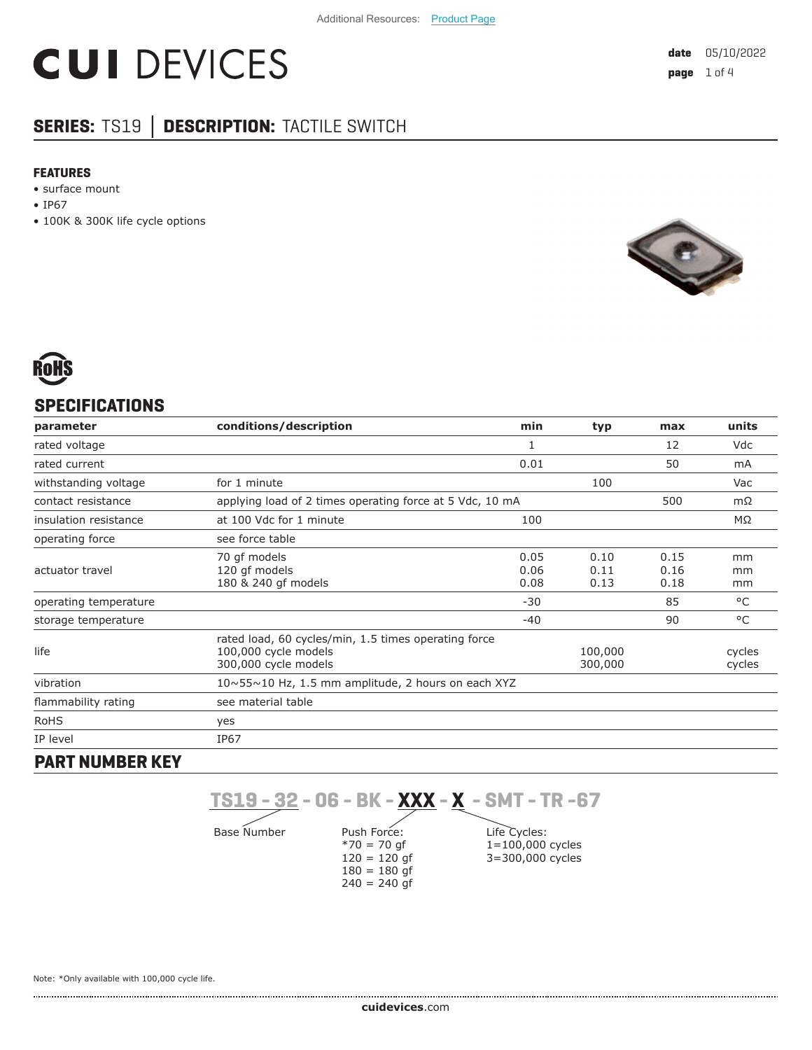Additional Resources: Product Page

# CUI DEVICES

**date** 05/10/2022

## SERIES: TS19 │ DESCRIPTION: TACTILE SWITCH

### FEATURES

- surface mount
- IP67
- 100K & 300K life cycle options

RoHS

## SPECIFICATIONS

| parameter | conditions/description | min | typ | max | units |
|---|---|---|---|---|---|
| rated voltage | | 1 | | 12 | Vdc |
| rated current | | 0.01 | | 50 | mA |
| withstanding voltage | for 1 minute | | 100 | | Vac |
| contact resistance | applying load of 2 times operating force at 5 Vdc, 10 mA | | | 500 | mΩ |
| insulation resistance | at 100 Vdc for 1 minute | 100 | | | MΩ |
| operating force | see force table | | | | |
| actuator travel | 70 gf models<br>120 gf models<br>180 & 240 gf models | 0.05<br>0.06<br>0.08 | 0.10<br>0.11<br>0.13 | 0.15<br>0.16<br>0.18 | mm<br>mm<br>mm |
| operating temperature | | -30 | | 85 | °C |
| storage temperature | | -40 | | 90 | °C |
| life | rated load, 60 cycles/min, 1.5 times operating force<br>100,000 cycle models<br>300,000 cycle models | | <br>100,000<br>300,000 | | <br>cycles<br>cycles |
| vibration | 10~55~10 Hz, 1.5 mm amplitude, 2 hours on each XYZ | | | | |
| flammability rating | see material table | | | | |
| RoHS | yes | | | | |
| IP level | IP67 | | | | |

## PART NUMBER KEY

**TS19 - 32 - 06 - BK - XXX - X - SMT - TR -67**

Base Number

Push Force:
*70 = 70 gf
120 = 120 gf
180 = 180 gf
240 = 240 gf

Life Cycles:
1=100,000 cycles
3=300,000 cycles

Note: *Only available with 100,000 cycle life.

**cuidevices**.com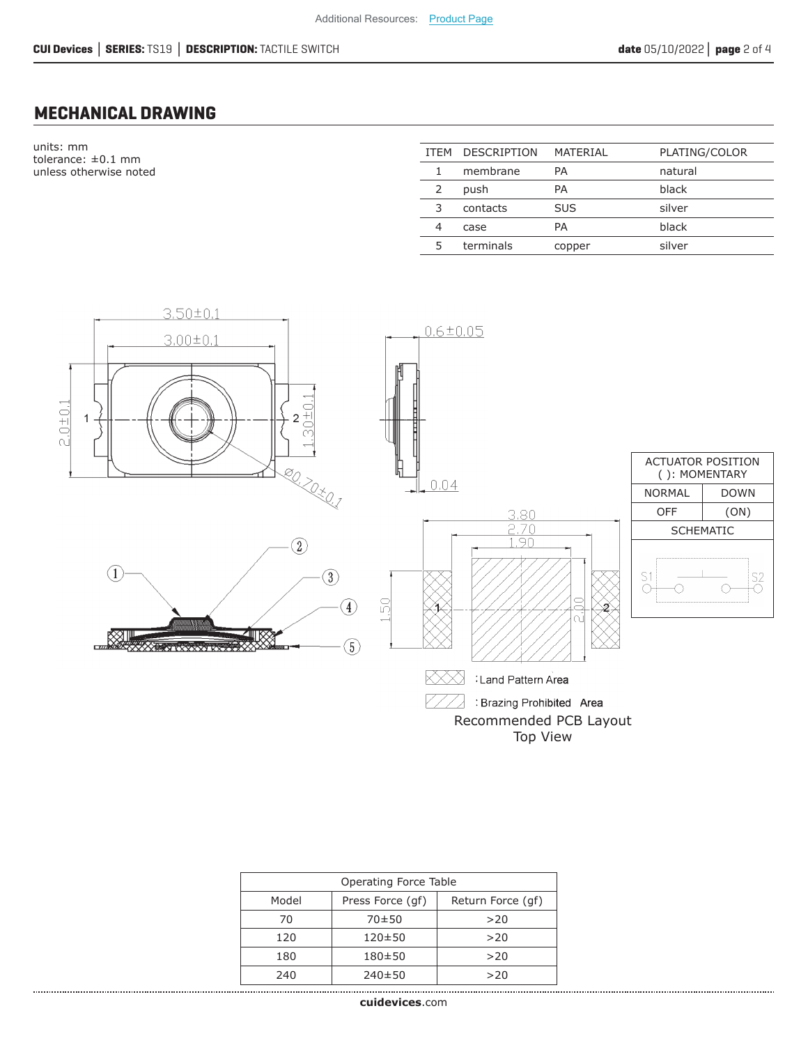## MECHANICAL DRAWING

units: mm
tolerance: ±0.1 mm
unless otherwise noted

| ITEM | DESCRIPTION | MATERIAL | PLATING/COLOR |
|---|---|---|---|
| 1 | membrane | PA | natural |
| 2 | push | PA | black |
| 3 | contacts | SUS | silver |
| 4 | case | PA | black |
| 5 | terminals | copper | silver |

| ACTUATOR POSITION ( ): MOMENTARY | |
|---|---|
| NORMAL | DOWN |
| OFF | (ON) |
| SCHEMATIC | |

: Land Pattern Area

: Brazing Prohibited Area

Recommended PCB Layout
Top View

| Operating Force Table | | |
|---|---|---|
| Model | Press Force (gf) | Return Force (gf) |
| 70 | 70±50 | >20 |
| 120 | 120±50 | >20 |
| 180 | 180±50 | >20 |
| 240 | 240±50 | >20 |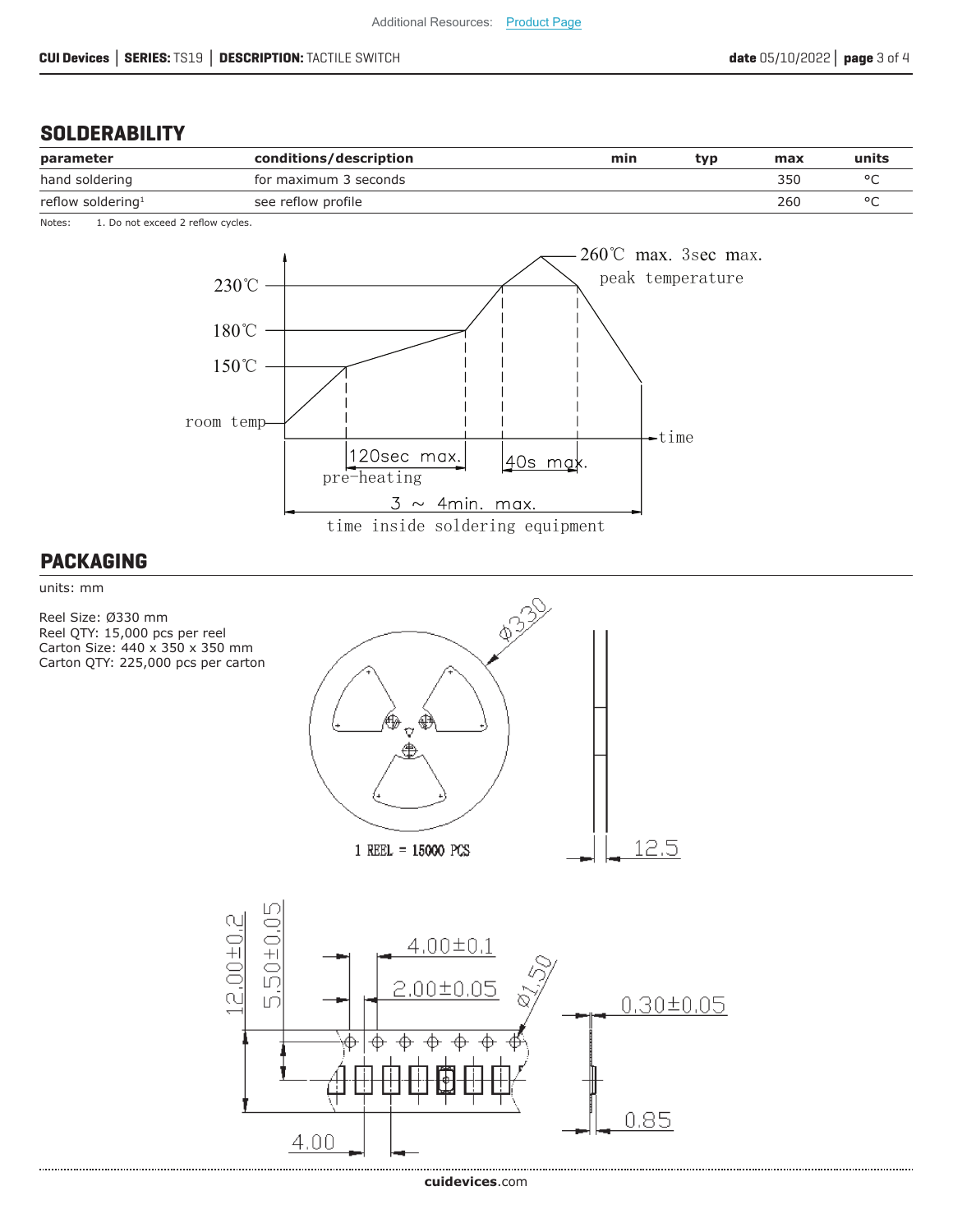## SOLDERABILITY

| parameter | conditions/description | min | typ | max | units |
|---|---|---|---|---|---|
| hand soldering | for maximum 3 seconds | | | 350 | °C |
| reflow soldering[1] | see reflow profile | | | 260 | °C |

Notes: 1. Do not exceed 2 reflow cycles.

260℃ max. 3sec max. peak temperature
230℃
180℃
150℃
room temp
time
120sec max. pre-heating
40s max.
3 ~ 4min. max. time inside soldering equipment

## PACKAGING

units: mm

Reel Size: Ø330 mm
Reel QTY: 15,000 pcs per reel
Carton Size: 440 x 350 x 350 mm
Carton QTY: 225,000 pcs per carton

Ø330
1 REEL = 15000 PCS
12.5

12.00±0.2
5.50±0.05
4.00±0.1
2.00±0.05
Ø1.50
0.30±0.05
0.85
4.00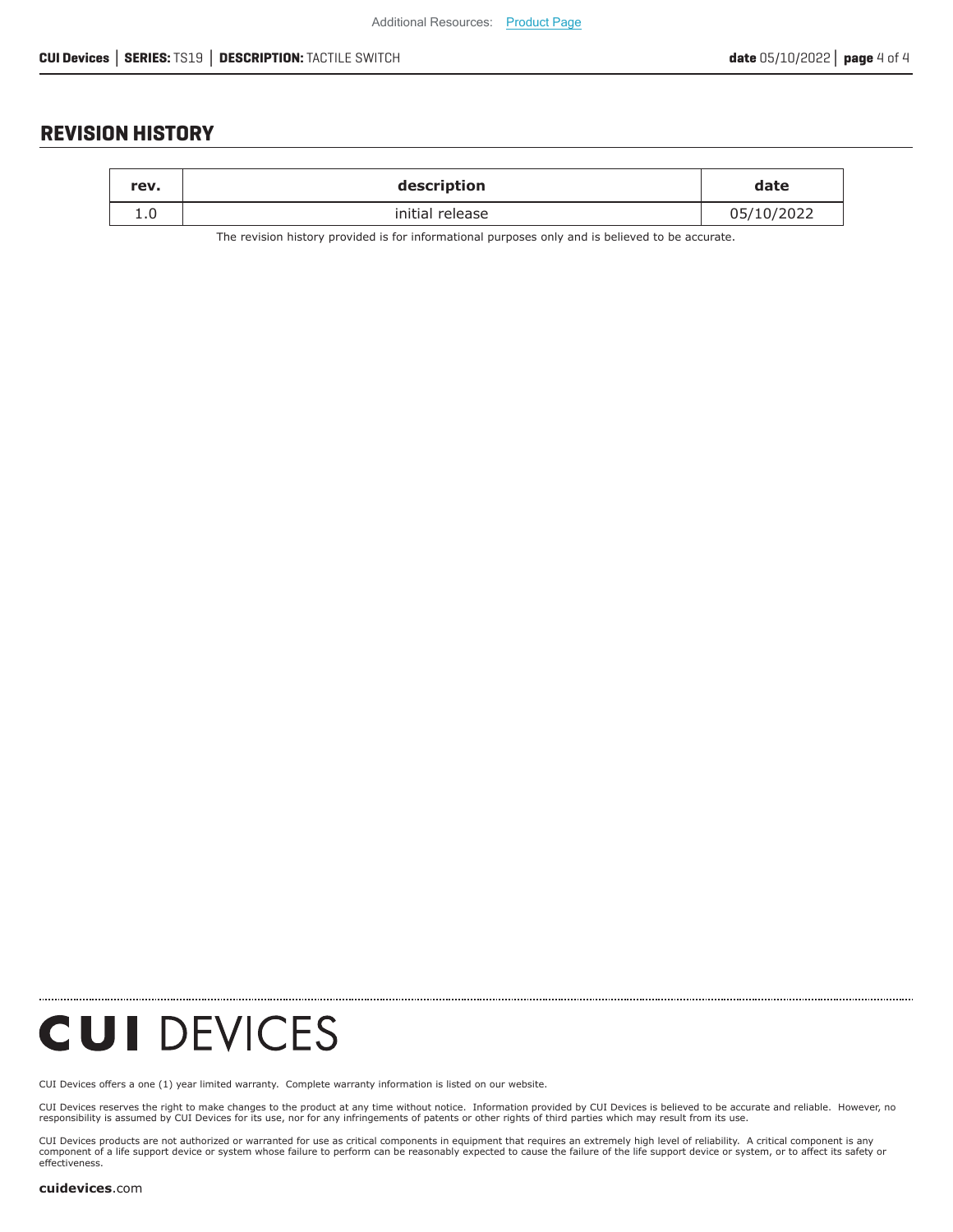## REVISION HISTORY

| rev. | description | date |
|---|---|---|
| 1.0 | initial release | 05/10/2022 |

The revision history provided is for informational purposes only and is believed to be accurate.

CUI DEVICES

CUI Devices offers a one (1) year limited warranty. Complete warranty information is listed on our website.

CUI Devices reserves the right to make changes to the product at any time without notice. Information provided by CUI Devices is believed to be accurate and reliable. However, no responsibility is assumed by CUI Devices for its use, nor for any infringements of patents or other rights of third parties which may result from its use.

CUI Devices products are not authorized or warranted for use as critical components in equipment that requires an extremely high level of reliability. A critical component is any component of a life support device or system whose failure to perform can be reasonably expected to cause the failure of the life support device or system, or to affect its safety or effectiveness.

**cuidevices**.com